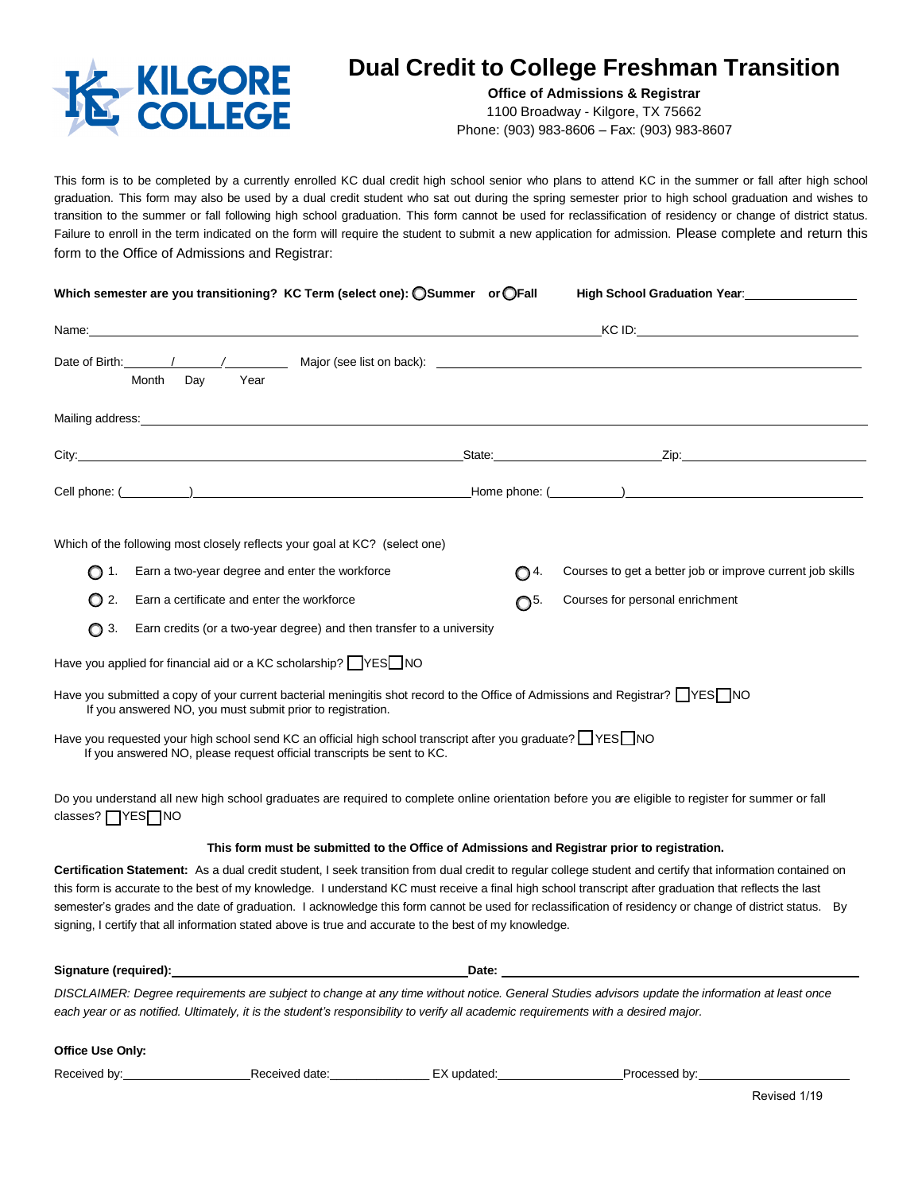**KILGORE COLLEGE**

# Dual Credit to College Freshman Transition

**Office of Admissions & Registrar**
1100 Broadway - Kilgore, TX 75662
Phone: (903) 983-8606 – Fax: (903) 983-8607

This form is to be completed by a currently enrolled KC dual credit high school senior who plans to attend KC in the summer or fall after high school graduation. This form may also be used by a dual credit student who sat out during the spring semester prior to high school graduation and wishes to transition to the summer or fall following high school graduation. This form cannot be used for reclassification of residency or change of district status. Failure to enroll in the term indicated on the form will require the student to submit a new application for admission. Please complete and return this form to the Office of Admissions and Registrar:

**Which semester are you transitioning? KC Term (select one):** ◯ **Summer** **or** ◯ **Fall** **High School Graduation Year**: ________________

Name: ______________________________________________ KC ID: ____________________

Date of Birth: ______ / ______ / ________ Major (see list on back): ______________________________
Month Day Year

Mailing address: ______________________________________________________________

City: ______________________________ State: ______________________ Zip: ____________________

Cell phone: (__________) ______________________ Home phone: (__________) ______________________

Which of the following most closely reflects your goal at KC? (select one)

- ◯ 1. Earn a two-year degree and enter the workforce
- ◯ 2. Earn a certificate and enter the workforce
- ◯ 3. Earn credits (or a two-year degree) and then transfer to a university
- ◯ 4. Courses to get a better job or improve current job skills
- ◯ 5. Courses for personal enrichment

Have you applied for financial aid or a KC scholarship? ☐ YES ☐ NO

Have you submitted a copy of your current bacterial meningitis shot record to the Office of Admissions and Registrar? ☐ YES ☐ NO
If you answered NO, you must submit prior to registration.

Have you requested your high school send KC an official high school transcript after you graduate? ☐ YES ☐ NO
If you answered NO, please request official transcripts be sent to KC.

Do you understand all new high school graduates are required to complete online orientation before you are eligible to register for summer or fall classes? ☐ YES ☐ NO

**This form must be submitted to the Office of Admissions and Registrar prior to registration.**

**Certification Statement:** As a dual credit student, I seek transition from dual credit to regular college student and certify that information contained on this form is accurate to the best of my knowledge. I understand KC must receive a final high school transcript after graduation that reflects the last semester's grades and the date of graduation. I acknowledge this form cannot be used for reclassification of residency or change of district status. By signing, I certify that all information stated above is true and accurate to the best of my knowledge.

**Signature (required):** ______________________________ **Date:** ______________________________

*DISCLAIMER: Degree requirements are subject to change at any time without notice. General Studies advisors update the information at least once each year or as notified. Ultimately, it is the student's responsibility to verify all academic requirements with a desired major.*

**Office Use Only:**

Received by: ______________ Received date: ____________ EX updated: ______________ Processed by: ______________

Revised 1/19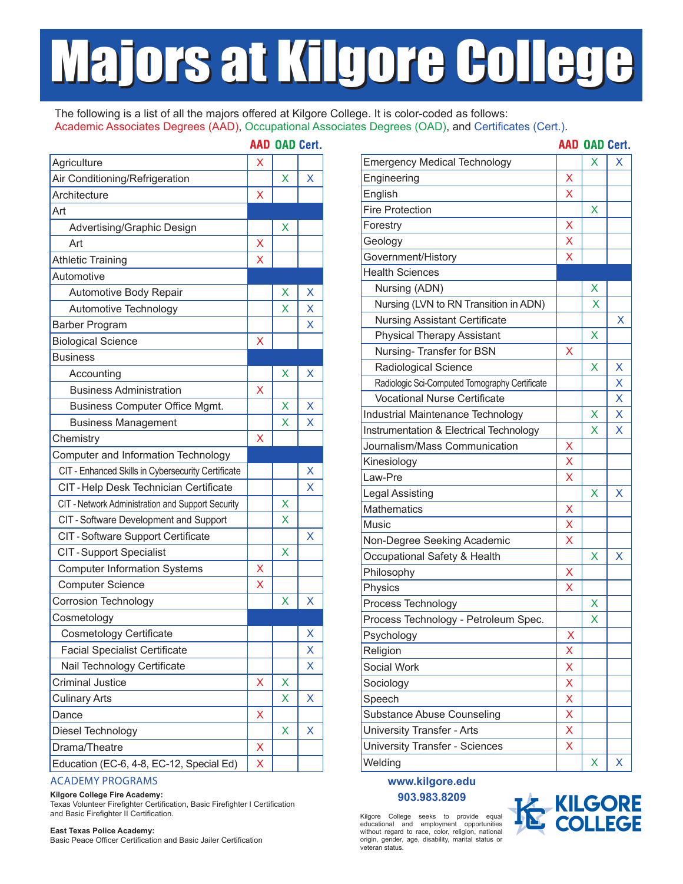# Majors at Kilgore College

The following is a list of all the majors offered at Kilgore College. It is color-coded as follows: Academic Associates Degrees (AAD), Occupational Associates Degrees (OAD), and Certificates (Cert.).

| Major | AAD | OAD | Cert. |
|---|---|---|---|
| Agriculture | X | | |
| Air Conditioning/Refrigeration | | X | X |
| Architecture | X | | |
| **Art** | | | |
| Advertising/Graphic Design | | X | |
| Art | X | | |
| Athletic Training | X | | |
| **Automotive** | | | |
| Automotive Body Repair | | X | X |
| Automotive Technology | | X | X |
| Barber Program | | | X |
| Biological Science | X | | |
| **Business** | | | |
| Accounting | | X | X |
| Business Administration | X | | |
| Business Computer Office Mgmt. | | X | X |
| Business Management | | X | X |
| Chemistry | X | | |
| **Computer and Information Technology** | | | |
| CIT - Enhanced Skills in Cybersecurity Certificate | | | X |
| CIT - Help Desk Technician Certificate | | | X |
| CIT - Network Administration and Support Security | | X | |
| CIT - Software Development and Support | | X | |
| CIT - Software Support Certificate | | | X |
| CIT - Support Specialist | | X | |
| Computer Information Systems | X | | |
| Computer Science | X | | |
| Corrosion Technology | | X | X |
| **Cosmetology** | | | |
| Cosmetology Certificate | | | X |
| Facial Specialist Certificate | | | X |
| Nail Technology Certificate | | | X |
| Criminal Justice | X | X | |
| Culinary Arts | | X | X |
| Dance | X | | |
| Diesel Technology | | X | X |
| Drama/Theatre | X | | |
| Education (EC-6, 4-8, EC-12, Special Ed) | X | | |
| Emergency Medical Technology | | X | X |
| Engineering | X | | |
| English | X | | |
| Fire Protection | | X | |
| Forestry | X | | |
| Geology | X | | |
| Government/History | X | | |
| **Health Sciences** | | | |
| Nursing (ADN) | | X | |
| Nursing (LVN to RN Transition in ADN) | | X | |
| Nursing Assistant Certificate | | | X |
| Physical Therapy Assistant | | X | |
| Nursing- Transfer for BSN | X | | |
| Radiological Science | | X | X |
| Radiologic Sci-Computed Tomography Certificate | | | X |
| Vocational Nurse Certificate | | | X |
| Industrial Maintenance Technology | | X | X |
| Instrumentation & Electrical Technology | | X | X |
| Journalism/Mass Communication | X | | |
| Kinesiology | X | | |
| Law-Pre | X | | |
| Legal Assisting | | X | X |
| Mathematics | X | | |
| Music | X | | |
| Non-Degree Seeking Academic | X | | |
| Occupational Safety & Health | | X | X |
| Philosophy | X | | |
| Physics | X | | |
| Process Technology | | X | |
| Process Technology - Petroleum Spec. | | X | |
| Psychology | X | | |
| Religion | X | | |
| Social Work | X | | |
| Sociology | X | | |
| Speech | X | | |
| Substance Abuse Counseling | X | | |
| University Transfer - Arts | X | | |
| University Transfer - Sciences | X | | |
| Welding | | X | X |

## ACADEMY PROGRAMS

**Kilgore College Fire Academy:**
Texas Volunteer Firefighter Certification, Basic Firefighter I Certification and Basic Firefighter II Certification.

**East Texas Police Academy:**
Basic Peace Officer Certification and Basic Jailer Certification

**www.kilgore.edu**
**903.983.8209**

Kilgore College seeks to provide equal educational and employment opportunities without regard to race, color, religion, national origin, gender, age, disability, marital status or veteran status.

KILGORE COLLEGE